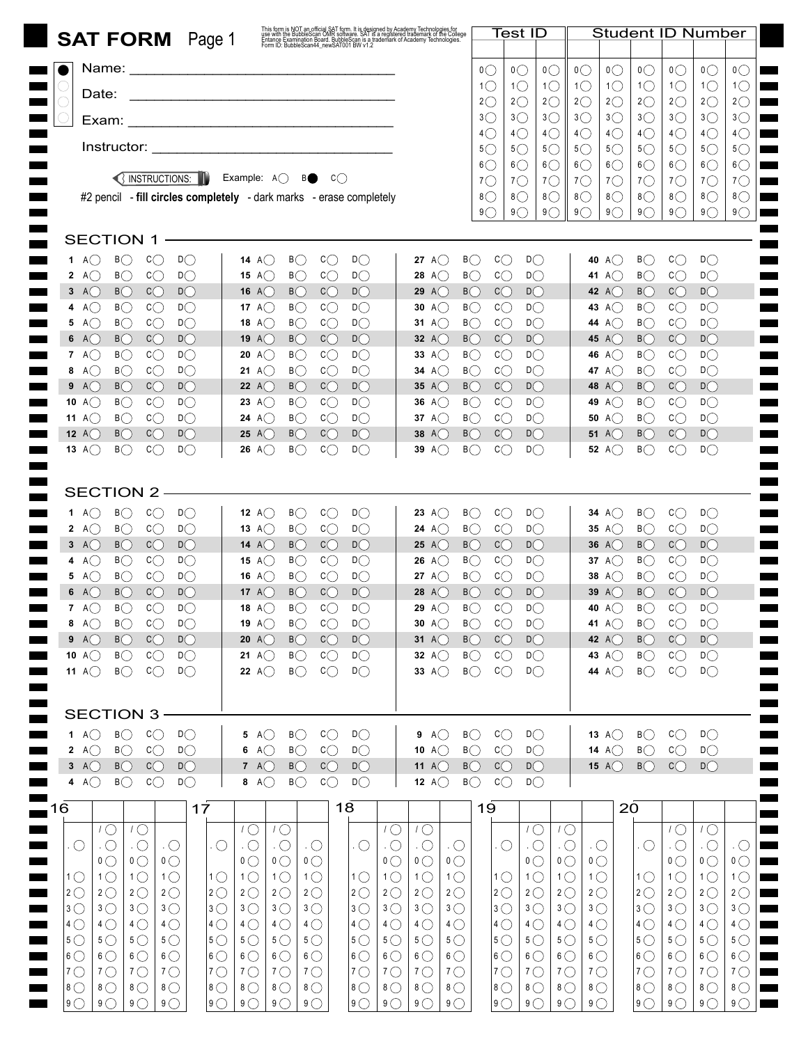# SAT FORM Page 1

This form is NOT an official SAT form. It is designed by Academy Technologies for use with the BubbleScan OMR software. SAT is a registered trademark of the College Entrance Examination Board. BubbleScan is a trademark of Academy Technologies. Form ID: BubbleScan44_newSAT001 BW v1.2

| Test ID | | | Student ID Number | | | | | |
|---|---|---|---|---|---|---|---|---|
| 0 | 0 | 0 | 0 | 0 | 0 | 0 | 0 | 0 |
| 1 | 1 | 1 | 1 | 1 | 1 | 1 | 1 | 1 |
| 2 | 2 | 2 | 2 | 2 | 2 | 2 | 2 | 2 |
| 3 | 3 | 3 | 3 | 3 | 3 | 3 | 3 | 3 |
| 4 | 4 | 4 | 4 | 4 | 4 | 4 | 4 | 4 |
| 5 | 5 | 5 | 5 | 5 | 5 | 5 | 5 | 5 |
| 6 | 6 | 6 | 6 | 6 | 6 | 6 | 6 | 6 |
| 7 | 7 | 7 | 7 | 7 | 7 | 7 | 7 | 7 |
| 8 | 8 | 8 | 8 | 8 | 8 | 8 | 8 | 8 |
| 9 | 9 | 9 | 9 | 9 | 9 | 9 | 9 | 9 |

Name: ______________________________

Date: ______________________________

Exam: ______________________________

Instructor: ______________________________

INSTRUCTIONS: Example: A○ B● C○

#2 pencil - **fill circles completely** - dark marks - erase completely

## SECTION 1

| | | | |
|---|---|---|---|
| 1 A B C D | 14 A B C D | 27 A B C D | 40 A B C D |
| 2 A B C D | 15 A B C D | 28 A B C D | 41 A B C D |
| 3 A B C D | 16 A B C D | 29 A B C D | 42 A B C D |
| 4 A B C D | 17 A B C D | 30 A B C D | 43 A B C D |
| 5 A B C D | 18 A B C D | 31 A B C D | 44 A B C D |
| 6 A B C D | 19 A B C D | 32 A B C D | 45 A B C D |
| 7 A B C D | 20 A B C D | 33 A B C D | 46 A B C D |
| 8 A B C D | 21 A B C D | 34 A B C D | 47 A B C D |
| 9 A B C D | 22 A B C D | 35 A B C D | 48 A B C D |
| 10 A B C D | 23 A B C D | 36 A B C D | 49 A B C D |
| 11 A B C D | 24 A B C D | 37 A B C D | 50 A B C D |
| 12 A B C D | 25 A B C D | 38 A B C D | 51 A B C D |
| 13 A B C D | 26 A B C D | 39 A B C D | 52 A B C D |

## SECTION 2

| | | | |
|---|---|---|---|
| 1 A B C D | 12 A B C D | 23 A B C D | 34 A B C D |
| 2 A B C D | 13 A B C D | 24 A B C D | 35 A B C D |
| 3 A B C D | 14 A B C D | 25 A B C D | 36 A B C D |
| 4 A B C D | 15 A B C D | 26 A B C D | 37 A B C D |
| 5 A B C D | 16 A B C D | 27 A B C D | 38 A B C D |
| 6 A B C D | 17 A B C D | 28 A B C D | 39 A B C D |
| 7 A B C D | 18 A B C D | 29 A B C D | 40 A B C D |
| 8 A B C D | 19 A B C D | 30 A B C D | 41 A B C D |
| 9 A B C D | 20 A B C D | 31 A B C D | 42 A B C D |
| 10 A B C D | 21 A B C D | 32 A B C D | 43 A B C D |
| 11 A B C D | 22 A B C D | 33 A B C D | 44 A B C D |

## SECTION 3

| | | | |
|---|---|---|---|
| 1 A B C D | 5 A B C D | 9 A B C D | 13 A B C D |
| 2 A B C D | 6 A B C D | 10 A B C D | 14 A B C D |
| 3 A B C D | 7 A B C D | 11 A B C D | 15 A B C D |
| 4 A B C D | 8 A B C D | 12 A B C D | |

Grid-in responses 16, 17, 18, 19, 20 (each with four columns: / / in columns 2–3; . in all columns; 0 in columns 2–4; 1–9 in all columns)

| 16 | | | |
|---|---|---|---|
| | / | / | |
| . | . | . | . |
| | 0 | 0 | 0 |
| 1 | 1 | 1 | 1 |
| 2 | 2 | 2 | 2 |
| 3 | 3 | 3 | 3 |
| 4 | 4 | 4 | 4 |
| 5 | 5 | 5 | 5 |
| 6 | 6 | 6 | 6 |
| 7 | 7 | 7 | 7 |
| 8 | 8 | 8 | 8 |
| 9 | 9 | 9 | 9 |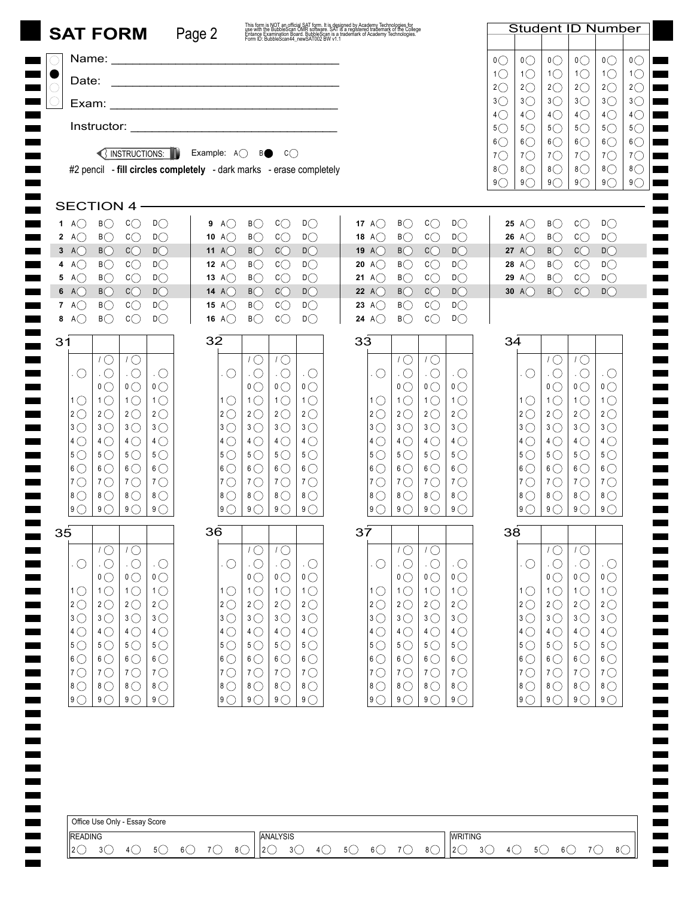# SAT FORM Page 2

This form is NOT an official SAT form. It is designed by Academy Technologies for use with the BubbleScan OMR software. SAT is a registered trademark of the College Entrance Examination Board. BubbleScan is a trademark of Academy Technologies. Form ID: BubbleScan44_newSAT002 BW v1.1

**Student ID Number**

| | | | | | |
|---|---|---|---|---|---|
| 0 | 0 | 0 | 0 | 0 | 0 |
| 1 | 1 | 1 | 1 | 1 | 1 |
| 2 | 2 | 2 | 2 | 2 | 2 |
| 3 | 3 | 3 | 3 | 3 | 3 |
| 4 | 4 | 4 | 4 | 4 | 4 |
| 5 | 5 | 5 | 5 | 5 | 5 |
| 6 | 6 | 6 | 6 | 6 | 6 |
| 7 | 7 | 7 | 7 | 7 | 7 |
| 8 | 8 | 8 | 8 | 8 | 8 |
| 9 | 9 | 9 | 9 | 9 | 9 |

Name: ______________________________

Date: ______________________________

Exam: ______________________________

Instructor: ___________________________

INSTRUCTIONS: Example: A○ B● C○

#2 pencil - **fill circles completely** - dark marks - erase completely

## SECTION 4

| | | | |
|---|---|---|---|
| 1 A B C D | 9 A B C D | 17 A B C D | 25 A B C D |
| 2 A B C D | 10 A B C D | 18 A B C D | 26 A B C D |
| 3 A B C D | 11 A B C D | 19 A B C D | 27 A B C D |
| 4 A B C D | 12 A B C D | 20 A B C D | 28 A B C D |
| 5 A B C D | 13 A B C D | 21 A B C D | 29 A B C D |
| 6 A B C D | 14 A B C D | 22 A B C D | 30 A B C D |
| 7 A B C D | 15 A B C D | 23 A B C D | |
| 8 A B C D | 16 A B C D | 24 A B C D | |

Grid-in questions 31–38 (each with four columns: / / in middle columns; . in all columns; 0–9 in columns 2–4; 1–9 in column 1)

31 32 33 34

35 36 37 38

Office Use Only - Essay Score

| READING | ANALYSIS | WRITING |
|---|---|---|
| 2 3 4 5 6 7 8 | 2 3 4 5 6 7 8 | 2 3 4 5 6 7 8 |